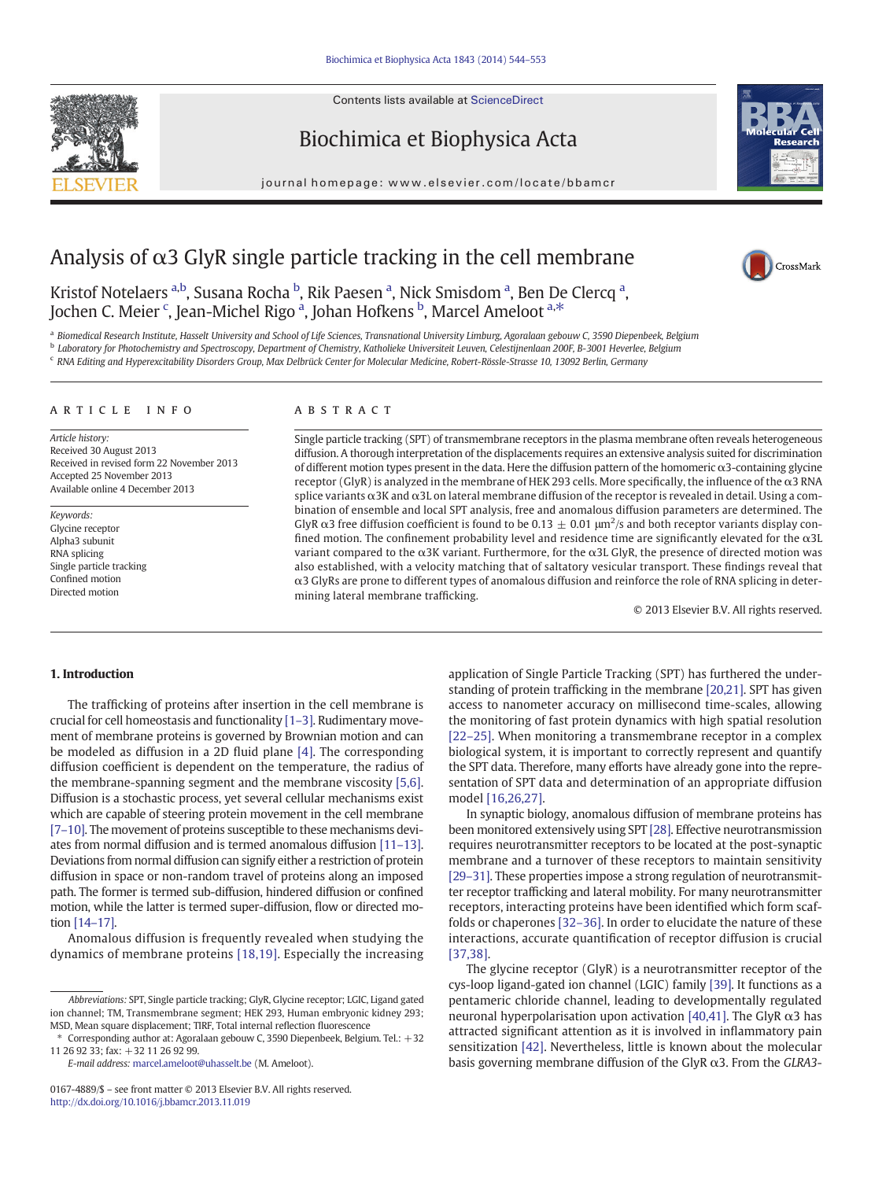# Analysis of α3 GlyR single particle tracking in the cell membrane

Kristof Notelaers [a,b], Susana Rocha [b], Rik Paesen [a], Nick Smisdom [a], Ben De Clercq [a], Jochen C. Meier [c], Jean-Michel Rigo [a], Johan Hofkens [b], Marcel Ameloot [a,*]

[a] Biomedical Research Institute, Hasselt University and School of Life Sciences, Transnational University Limburg, Agoralaan gebouw C, 3590 Diepenbeek, Belgium
[b] Laboratory for Photochemistry and Spectroscopy, Department of Chemistry, Katholieke Universiteit Leuven, Celestijnenlaan 200F, B-3001 Heverlee, Belgium
[c] RNA Editing and Hyperexcitability Disorders Group, Max Delbrück Center for Molecular Medicine, Robert-Rössle-Strasse 10, 13092 Berlin, Germany

## ARTICLE INFO

*Article history:*
Received 30 August 2013
Received in revised form 22 November 2013
Accepted 25 November 2013
Available online 4 December 2013

*Keywords:*
Glycine receptor
Alpha3 subunit
RNA splicing
Single particle tracking
Confined motion
Directed motion

## ABSTRACT

Single particle tracking (SPT) of transmembrane receptors in the plasma membrane often reveals heterogeneous diffusion. A thorough interpretation of the displacements requires an extensive analysis suited for discrimination of different motion types present in the data. Here the diffusion pattern of the homomeric α3-containing glycine receptor (GlyR) is analyzed in the membrane of HEK 293 cells. More specifically, the influence of the α3 RNA splice variants α3K and α3L on lateral membrane diffusion of the receptor is revealed in detail. Using a combination of ensemble and local SPT analysis, free and anomalous diffusion parameters are determined. The GlyR α3 free diffusion coefficient is found to be 0.13 ± 0.01 μm²/s and both receptor variants display confined motion. The confinement probability level and residence time are significantly elevated for the α3L variant compared to the α3K variant. Furthermore, for the α3L GlyR, the presence of directed motion was also established, with a velocity matching that of saltatory vesicular transport. These findings reveal that α3 GlyRs are prone to different types of anomalous diffusion and reinforce the role of RNA splicing in determining lateral membrane trafficking.

© 2013 Elsevier B.V. All rights reserved.

## 1. Introduction

The trafficking of proteins after insertion in the cell membrane is crucial for cell homeostasis and functionality [1–3]. Rudimentary movement of membrane proteins is governed by Brownian motion and can be modeled as diffusion in a 2D fluid plane [4]. The corresponding diffusion coefficient is dependent on the temperature, the radius of the membrane-spanning segment and the membrane viscosity [5,6]. Diffusion is a stochastic process, yet several cellular mechanisms exist which are capable of steering protein movement in the cell membrane [7–10]. The movement of proteins susceptible to these mechanisms deviates from normal diffusion and is termed anomalous diffusion [11–13]. Deviations from normal diffusion can signify either a restriction of protein diffusion in space or non-random travel of proteins along an imposed path. The former is termed sub-diffusion, hindered diffusion or confined motion, while the latter is termed super-diffusion, flow or directed motion [14–17].

Anomalous diffusion is frequently revealed when studying the dynamics of membrane proteins [18,19]. Especially the increasing application of Single Particle Tracking (SPT) has furthered the understanding of protein trafficking in the membrane [20,21]. SPT has given access to nanometer accuracy on millisecond time-scales, allowing the monitoring of fast protein dynamics with high spatial resolution [22–25]. When monitoring a transmembrane receptor in a complex biological system, it is important to correctly represent and quantify the SPT data. Therefore, many efforts have already gone into the representation of SPT data and determination of an appropriate diffusion model [16,26,27].

In synaptic biology, anomalous diffusion of membrane proteins has been monitored extensively using SPT [28]. Effective neurotransmission requires neurotransmitter receptors to be located at the post-synaptic membrane and a turnover of these receptors to maintain sensitivity [29–31]. These properties impose a strong regulation of neurotransmitter receptor trafficking and lateral mobility. For many neurotransmitter receptors, interacting proteins have been identified which form scaffolds or chaperones [32–36]. In order to elucidate the nature of these interactions, accurate quantification of receptor diffusion is crucial [37,38].

The glycine receptor (GlyR) is a neurotransmitter receptor of the cys-loop ligand-gated ion channel (LGIC) family [39]. It functions as a pentameric chloride channel, leading to developmentally regulated neuronal hyperpolarisation upon activation [40,41]. The GlyR α3 has attracted significant attention as it is involved in inflammatory pain sensitization [42]. Nevertheless, little is known about the molecular basis governing membrane diffusion of the GlyR α3. From the *GLRA3*-

---

*Abbreviations:* SPT, Single particle tracking; GlyR, Glycine receptor; LGIC, Ligand gated ion channel; TM, Transmembrane segment; HEK 293, Human embryonic kidney 293; MSD, Mean square displacement; TIRF, Total internal reflection fluorescence

* Corresponding author at: Agoralaan gebouw C, 3590 Diepenbeek, Belgium. Tel.: +32 11 26 92 33; fax: +32 11 26 92 99.
*E-mail address:* marcel.ameloot@uhasselt.be (M. Ameloot).

0167-4889/$ – see front matter © 2013 Elsevier B.V. All rights reserved.
http://dx.doi.org/10.1016/j.bbamcr.2013.11.019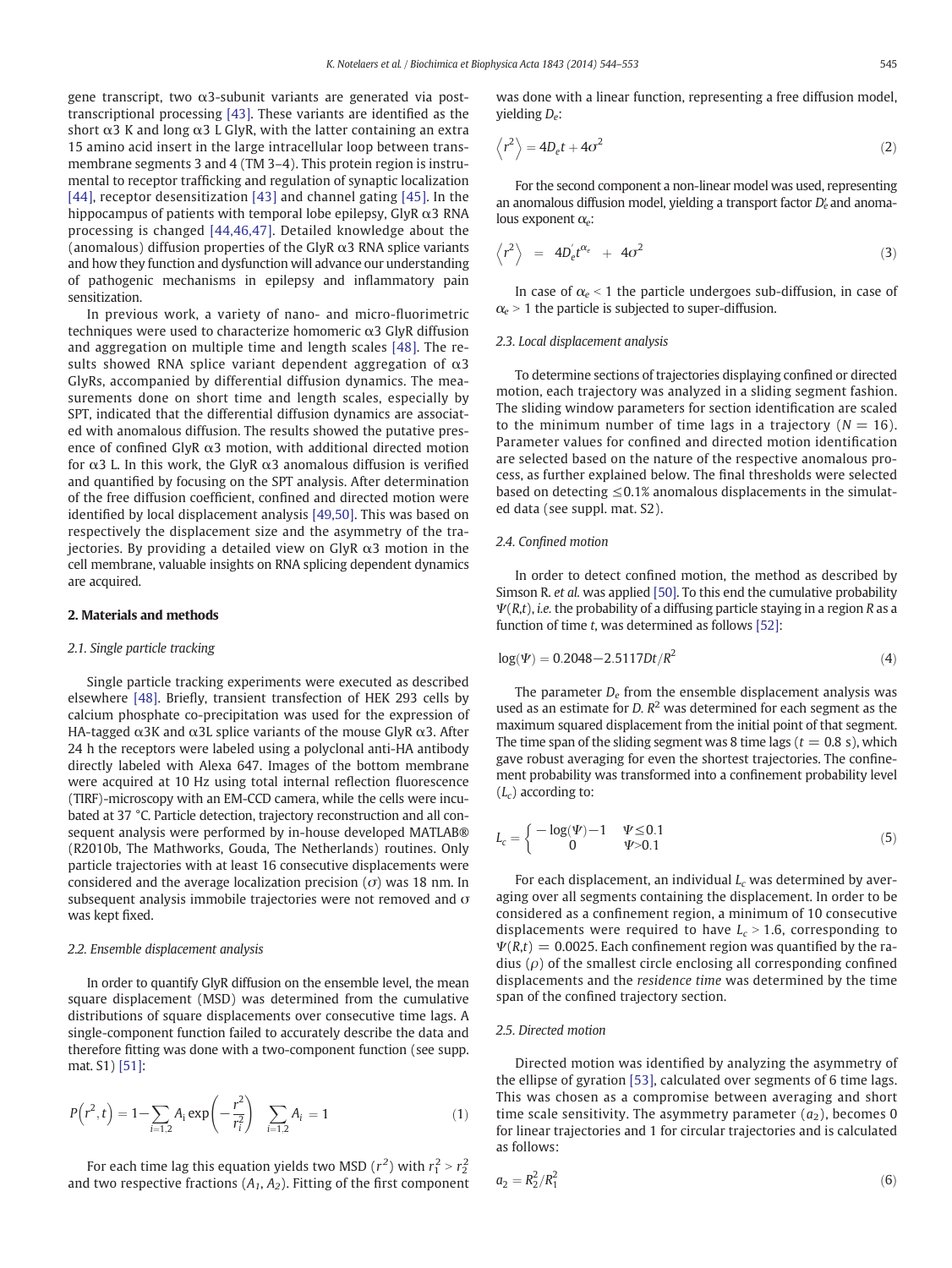gene transcript, two α3-subunit variants are generated via post-transcriptional processing [43]. These variants are identified as the short α3 K and long α3 L GlyR, with the latter containing an extra 15 amino acid insert in the large intracellular loop between transmembrane segments 3 and 4 (TM 3–4). This protein region is instrumental to receptor trafficking and regulation of synaptic localization [44], receptor desensitization [43] and channel gating [45]. In the hippocampus of patients with temporal lobe epilepsy, GlyR α3 RNA processing is changed [44,46,47]. Detailed knowledge about the (anomalous) diffusion properties of the GlyR α3 RNA splice variants and how they function and dysfunction will advance our understanding of pathogenic mechanisms in epilepsy and inflammatory pain sensitization.

In previous work, a variety of nano- and micro-fluorimetric techniques were used to characterize homomeric α3 GlyR diffusion and aggregation on multiple time and length scales [48]. The results showed RNA splice variant dependent aggregation of α3 GlyRs, accompanied by differential diffusion dynamics. The measurements done on short time and length scales, especially by SPT, indicated that the differential diffusion dynamics are associated with anomalous diffusion. The results showed the putative presence of confined GlyR α3 motion, with additional directed motion for α3 L. In this work, the GlyR α3 anomalous diffusion is verified and quantified by focusing on the SPT analysis. After determination of the free diffusion coefficient, confined and directed motion were identified by local displacement analysis [49,50]. This was based on respectively the displacement size and the asymmetry of the trajectories. By providing a detailed view on GlyR α3 motion in the cell membrane, valuable insights on RNA splicing dependent dynamics are acquired.

## 2. Materials and methods

### 2.1. Single particle tracking

Single particle tracking experiments were executed as described elsewhere [48]. Briefly, transient transfection of HEK 293 cells by calcium phosphate co-precipitation was used for the expression of HA-tagged α3K and α3L splice variants of the mouse GlyR α3. After 24 h the receptors were labeled using a polyclonal anti-HA antibody directly labeled with Alexa 647. Images of the bottom membrane were acquired at 10 Hz using total internal reflection fluorescence (TIRF)-microscopy with an EM-CCD camera, while the cells were incubated at 37 °C. Particle detection, trajectory reconstruction and all consequent analysis were performed by in-house developed MATLAB® (R2010b, The Mathworks, Gouda, The Netherlands) routines. Only particle trajectories with at least 16 consecutive displacements were considered and the average localization precision ($\sigma$) was 18 nm. In subsequent analysis immobile trajectories were not removed and $\sigma$ was kept fixed.

### 2.2. Ensemble displacement analysis

In order to quantify GlyR diffusion on the ensemble level, the mean square displacement (MSD) was determined from the cumulative distributions of square displacements over consecutive time lags. A single-component function failed to accurately describe the data and therefore fitting was done with a two-component function (see supp. mat. S1) [51]:

$$P\left(r^2,t\right) = 1 - \sum_{i=1,2} A_i \exp\left(-\frac{r^2}{r_i^2}\right) \quad \sum_{i=1,2} A_i = 1 \tag{1}$$

For each time lag this equation yields two MSD ($r^2$) with $r_1^2 > r_2^2$ and two respective fractions ($A_1$, $A_2$). Fitting of the first component was done with a linear function, representing a free diffusion model, yielding $D_e$:

$$\left\langle r^2 \right\rangle = 4D_e t + 4\sigma^2 \tag{2}$$

For the second component a non-linear model was used, representing an anomalous diffusion model, yielding a transport factor $D_e'$ and anomalous exponent $\alpha_e$:

$$\left\langle r^2 \right\rangle = 4D_e' t^{\alpha_e} + 4\sigma^2 \tag{3}$$

In case of $\alpha_e < 1$ the particle undergoes sub-diffusion, in case of $\alpha_e > 1$ the particle is subjected to super-diffusion.

### 2.3. Local displacement analysis

To determine sections of trajectories displaying confined or directed motion, each trajectory was analyzed in a sliding segment fashion. The sliding window parameters for section identification are scaled to the minimum number of time lags in a trajectory ($N = 16$). Parameter values for confined and directed motion identification are selected based on the nature of the respective anomalous process, as further explained below. The final thresholds were selected based on detecting ≤0.1% anomalous displacements in the simulated data (see suppl. mat. S2).

### 2.4. Confined motion

In order to detect confined motion, the method as described by Simson R. *et al.* was applied [50]. To this end the cumulative probability $\Psi(R,t)$, *i.e.* the probability of a diffusing particle staying in a region $R$ as a function of time $t$, was determined as follows [52]:

$$\log(\Psi) = 0.2048 - 2.5117Dt/R^2 \tag{4}$$

The parameter $D_e$ from the ensemble displacement analysis was used as an estimate for $D$. $R^2$ was determined for each segment as the maximum squared displacement from the initial point of that segment. The time span of the sliding segment was 8 time lags ($t = 0.8$ s), which gave robust averaging for even the shortest trajectories. The confinement probability was transformed into a confinement probability level ($L_c$) according to:

$$L_c = \begin{cases} -\log(\Psi) - 1 & \Psi \leq 0.1 \\ 0 & \Psi > 0.1 \end{cases} \tag{5}$$

For each displacement, an individual $L_c$ was determined by averaging over all segments containing the displacement. In order to be considered as a confinement region, a minimum of 10 consecutive displacements were required to have $L_c > 1.6$, corresponding to $\Psi(R,t) = 0.0025$. Each confinement region was quantified by the radius ($\rho$) of the smallest circle enclosing all corresponding confined displacements and the *residence time* was determined by the time span of the confined trajectory section.

### 2.5. Directed motion

Directed motion was identified by analyzing the asymmetry of the ellipse of gyration [53], calculated over segments of 6 time lags. This was chosen as a compromise between averaging and short time scale sensitivity. The asymmetry parameter ($a_2$), becomes 0 for linear trajectories and 1 for circular trajectories and is calculated as follows:

$$a_2 = R_2^2 / R_1^2 \tag{6}$$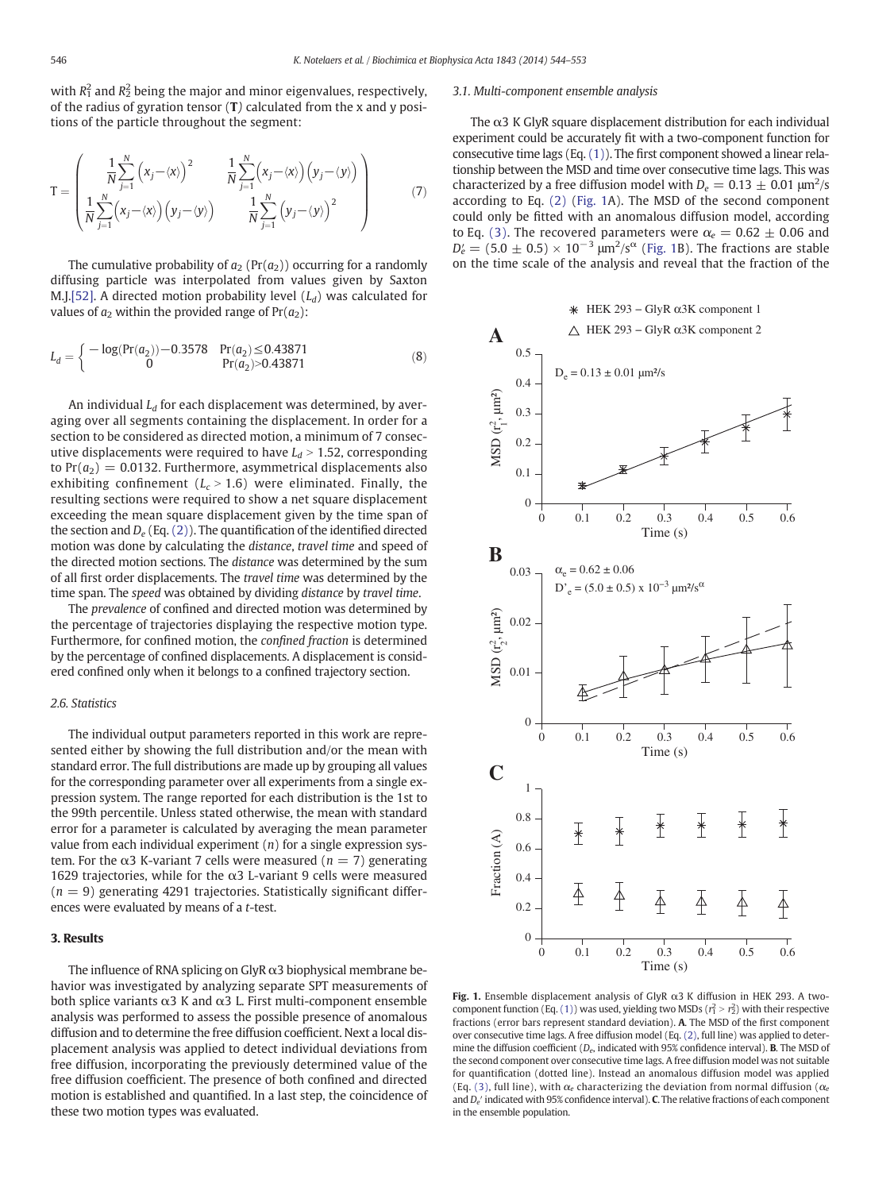with $R_1^2$ and $R_2^2$ being the major and minor eigenvalues, respectively, of the radius of gyration tensor (**T**) calculated from the x and y positions of the particle throughout the segment:

$$
\mathrm{T} = \begin{pmatrix} \frac{1}{N}\sum_{j=1}^{N}\left(x_j - \langle x\rangle\right)^2 & \frac{1}{N}\sum_{j=1}^{N}\left(x_j - \langle x\rangle\right)\left(y_j - \langle y\rangle\right) \\ \frac{1}{N}\sum_{j=1}^{N}\left(x_j - \langle x\rangle\right)\left(y_j - \langle y\rangle\right) & \frac{1}{N}\sum_{j=1}^{N}\left(y_j - \langle y\rangle\right)^2 \end{pmatrix} \quad (7)
$$

The cumulative probability of $a_2$ ($\Pr(a_2)$) occurring for a randomly diffusing particle was interpolated from values given by Saxton M.J.[52]. A directed motion probability level ($L_d$) was calculated for values of $a_2$ within the provided range of $\Pr(a_2)$:

$$
L_d = \begin{cases} -\log(\Pr(a_2)) - 0.3578 & \Pr(a_2) \leq 0.43871 \\ 0 & \Pr(a_2) > 0.43871 \end{cases} \quad (8)
$$

An individual $L_d$ for each displacement was determined, by averaging over all segments containing the displacement. In order for a section to be considered as directed motion, a minimum of 7 consecutive displacements were required to have $L_d > 1.52$, corresponding to $\Pr(a_2) = 0.0132$. Furthermore, asymmetrical displacements also exhibiting confinement ($L_c > 1.6$) were eliminated. Finally, the resulting sections were required to show a net square displacement exceeding the mean square displacement given by the time span of the section and $D_e$ (Eq. (2)). The quantification of the identified directed motion was done by calculating the *distance*, *travel time* and speed of the directed motion sections. The *distance* was determined by the sum of all first order displacements. The *travel time* was determined by the time span. The *speed* was obtained by dividing *distance* by *travel time*.

The *prevalence* of confined and directed motion was determined by the percentage of trajectories displaying the respective motion type. Furthermore, for confined motion, the *confined fraction* is determined by the percentage of confined displacements. A displacement is considered confined only when it belongs to a confined trajectory section.

### 2.6. Statistics

The individual output parameters reported in this work are represented either by showing the full distribution and/or the mean with standard error. The full distributions are made up by grouping all values for the corresponding parameter over all experiments from a single expression system. The range reported for each distribution is the 1st to the 99th percentile. Unless stated otherwise, the mean with standard error for a parameter is calculated by averaging the mean parameter value from each individual experiment ($n$) for a single expression system. For the α3 K-variant 7 cells were measured ($n = 7$) generating 1629 trajectories, while for the α3 L-variant 9 cells were measured ($n = 9$) generating 4291 trajectories. Statistically significant differences were evaluated by means of a $t$-test.

## 3. Results

The influence of RNA splicing on GlyR α3 biophysical membrane behavior was investigated by analyzing separate SPT measurements of both splice variants α3 K and α3 L. First multi-component ensemble analysis was performed to assess the possible presence of anomalous diffusion and to determine the free diffusion coefficient. Next a local displacement analysis was applied to detect individual deviations from free diffusion, incorporating the previously determined value of the free diffusion coefficient. The presence of both confined and directed motion is established and quantified. In a last step, the coincidence of these two motion types was evaluated.

### 3.1. Multi-component ensemble analysis

The α3 K GlyR square displacement distribution for each individual experiment could be accurately fit with a two-component function for consecutive time lags (Eq. (1)). The first component showed a linear relationship between the MSD and time over consecutive time lags. This was characterized by a free diffusion model with $D_e = 0.13 \pm 0.01$ μm²/s according to Eq. (2) (Fig. 1A). The MSD of the second component could only be fitted with an anomalous diffusion model, according to Eq. (3). The recovered parameters were $\alpha_e = 0.62 \pm 0.06$ and $D_e' = (5.0 \pm 0.5) \times 10^{-3}$ μm²/s$^\alpha$ (Fig. 1B). The fractions are stable on the time scale of the analysis and reveal that the fraction of the

**Fig. 1.** Ensemble displacement analysis of GlyR α3 K diffusion in HEK 293. A two-component function (Eq. (1)) was used, yielding two MSDs ($r_1^2 > r_2^2$) with their respective fractions (error bars represent standard deviation). **A**. The MSD of the first component over consecutive time lags. A free diffusion model (Eq. (2), full line) was applied to determine the diffusion coefficient ($D_e$, indicated with 95% confidence interval). **B**. The MSD of the second component over consecutive time lags. A free diffusion model was not suitable for quantification (dotted line). Instead an anomalous diffusion model was applied (Eq. (3), full line), with $\alpha_e$ characterizing the deviation from normal diffusion ($\alpha_e$ and $D_e'$ indicated with 95% confidence interval). **C**. The relative fractions of each component in the ensemble population.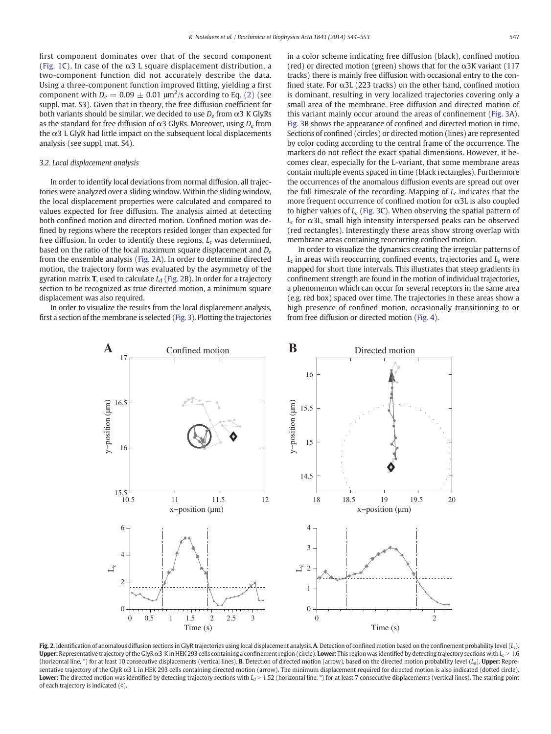first component dominates over that of the second component (Fig. 1C). In case of the α3 L square displacement distribution, a two-component function did not accurately describe the data. Using a three-component function improved fitting, yielding a first component with $D_e = 0.09 \pm 0.01$ μm$^2$/s according to Eq. (2) (see suppl. mat. S3). Given that in theory, the free diffusion coefficient for both variants should be similar, we decided to use $D_e$ from α3 K GlyRs as the standard for free diffusion of α3 GlyRs. Moreover, using $D_e$ from the α3 L GlyR had little impact on the subsequent local displacements analysis (see suppl. mat. S4).

### 3.2. Local displacement analysis

In order to identify local deviations from normal diffusion, all trajectories were analyzed over a sliding window. Within the sliding window, the local displacement properties were calculated and compared to values expected for free diffusion. The analysis aimed at detecting both confined motion and directed motion. Confined motion was defined by regions where the receptors resided longer than expected for free diffusion. In order to identify these regions, $L_c$ was determined, based on the ratio of the local maximum square displacement and $D_e$ from the ensemble analysis (Fig. 2A). In order to determine directed motion, the trajectory form was evaluated by the asymmetry of the gyration matrix **T**, used to calculate $L_d$ (Fig. 2B). In order for a trajectory section to be recognized as true directed motion, a minimum square displacement was also required.

In order to visualize the results from the local displacement analysis, first a section of the membrane is selected (Fig. 3). Plotting the trajectories in a color scheme indicating free diffusion (black), confined motion (red) or directed motion (green) shows that for the α3K variant (117 tracks) there is mainly free diffusion with occasional entry to the confined state. For α3L (223 tracks) on the other hand, confined motion is dominant, resulting in very localized trajectories covering only a small area of the membrane. Free diffusion and directed motion of this variant mainly occur around the areas of confinement (Fig. 3A). Fig. 3B shows the appearance of confined and directed motion in time. Sections of confined (circles) or directed motion (lines) are represented by color coding according to the central frame of the occurrence. The markers do not reflect the exact spatial dimensions. However, it becomes clear, especially for the L-variant, that some membrane areas contain multiple events spaced in time (black rectangles). Furthermore the occurrences of the anomalous diffusion events are spread out over the full timescale of the recording. Mapping of $L_c$ indicates that the more frequent occurrence of confined motion for α3L is also coupled to higher values of $L_c$ (Fig. 3C). When observing the spatial pattern of $L_c$ for α3L, small high intensity interspersed peaks can be observed (red rectangles). Interestingly these areas show strong overlap with membrane areas containing reoccurring confined motion.

In order to visualize the dynamics creating the irregular patterns of $L_c$ in areas with reoccurring confined events, trajectories and $L_c$ were mapped for short time intervals. This illustrates that steep gradients in confinement strength are found in the motion of individual trajectories, a phenomenon which can occur for several receptors in the same area (e.g. red box) spaced over time. The trajectories in these areas show a high presence of confined motion, occasionally transitioning to or from free diffusion or directed motion (Fig. 4).

**Fig. 2.** Identification of anomalous diffusion sections in GlyR trajectories using local displacement analysis. **A**. Detection of confined motion based on the confinement probability level ($L_c$). **Upper:** Representative trajectory of the GlyR α3 K in HEK 293 cells containing a confinement region (circle). **Lower:** This region was identified by detecting trajectory sections with $L_c > 1.6$ (horizontal line, *) for at least 10 consecutive displacements (vertical lines). **B**. Detection of directed motion (arrow), based on the directed motion probability level ($L_d$). **Upper:** Representative trajectory of the GlyR α3 L in HEK 293 cells containing directed motion (arrow). The minimum displacement required for directed motion is also indicated (dotted circle). **Lower:** The directed motion was identified by detecting trajectory sections with $L_d > 1.52$ (horizontal line, *) for at least 7 consecutive displacements (vertical lines). The starting point of each trajectory is indicated (◊).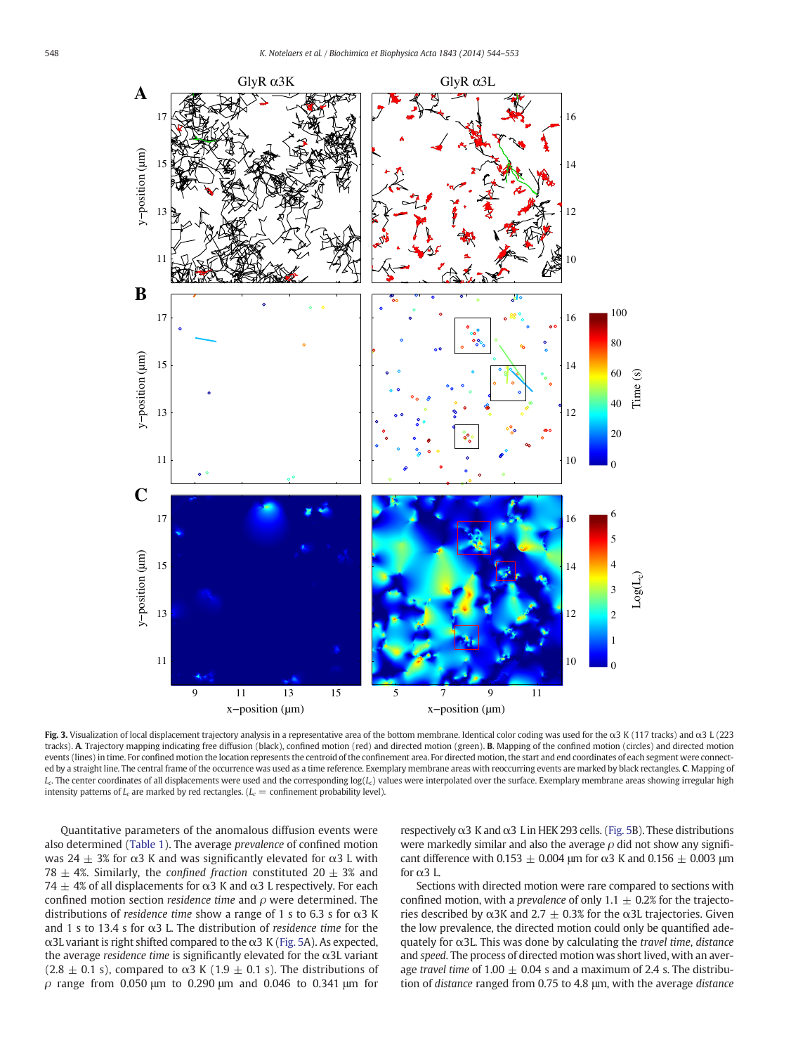**Fig. 3.** Visualization of local displacement trajectory analysis in a representative area of the bottom membrane. Identical color coding was used for the α3 K (117 tracks) and α3 L (223 tracks). **A**. Trajectory mapping indicating free diffusion (black), confined motion (red) and directed motion (green). **B**. Mapping of the confined motion (circles) and directed motion events (lines) in time. For confined motion the location represents the centroid of the confinement area. For directed motion, the start and end coordinates of each segment were connected by a straight line. The central frame of the occurrence was used as a time reference. Exemplary membrane areas with reoccurring events are marked by black rectangles. **C**. Mapping of $L_c$. The center coordinates of all displacements were used and the corresponding $\log(L_c)$ values were interpolated over the surface. Exemplary membrane areas showing irregular high intensity patterns of $L_c$ are marked by red rectangles. ($L_c$ = confinement probability level).

Quantitative parameters of the anomalous diffusion events were also determined (Table 1). The average *prevalence* of confined motion was 24 ± 3% for α3 K and was significantly elevated for α3 L with 78 ± 4%. Similarly, the *confined fraction* constituted 20 ± 3% and 74 ± 4% of all displacements for α3 K and α3 L respectively. For each confined motion section *residence time* and $\rho$ were determined. The distributions of *residence time* show a range of 1 s to 6.3 s for α3 K and 1 s to 13.4 s for α3 L. The distribution of *residence time* for the α3L variant is right shifted compared to the α3 K (Fig. 5A). As expected, the average *residence time* is significantly elevated for the α3L variant (2.8 ± 0.1 s), compared to α3 K (1.9 ± 0.1 s). The distributions of $\rho$ range from 0.050 μm to 0.290 μm and 0.046 to 0.341 μm for respectively α3 K and α3 L in HEK 293 cells. (Fig. 5B). These distributions were markedly similar and also the average $\rho$ did not show any significant difference with 0.153 ± 0.004 μm for α3 K and 0.156 ± 0.003 μm for α3 L.

Sections with directed motion were rare compared to sections with confined motion, with a *prevalence* of only 1.1 ± 0.2% for the trajectories described by α3K and 2.7 ± 0.3% for the α3L trajectories. Given the low prevalence, the directed motion could only be quantified adequately for α3L. This was done by calculating the *travel time*, *distance* and *speed*. The process of directed motion was short lived, with an average *travel time* of 1.00 ± 0.04 s and a maximum of 2.4 s. The distribution of *distance* ranged from 0.75 to 4.8 μm, with the average *distance*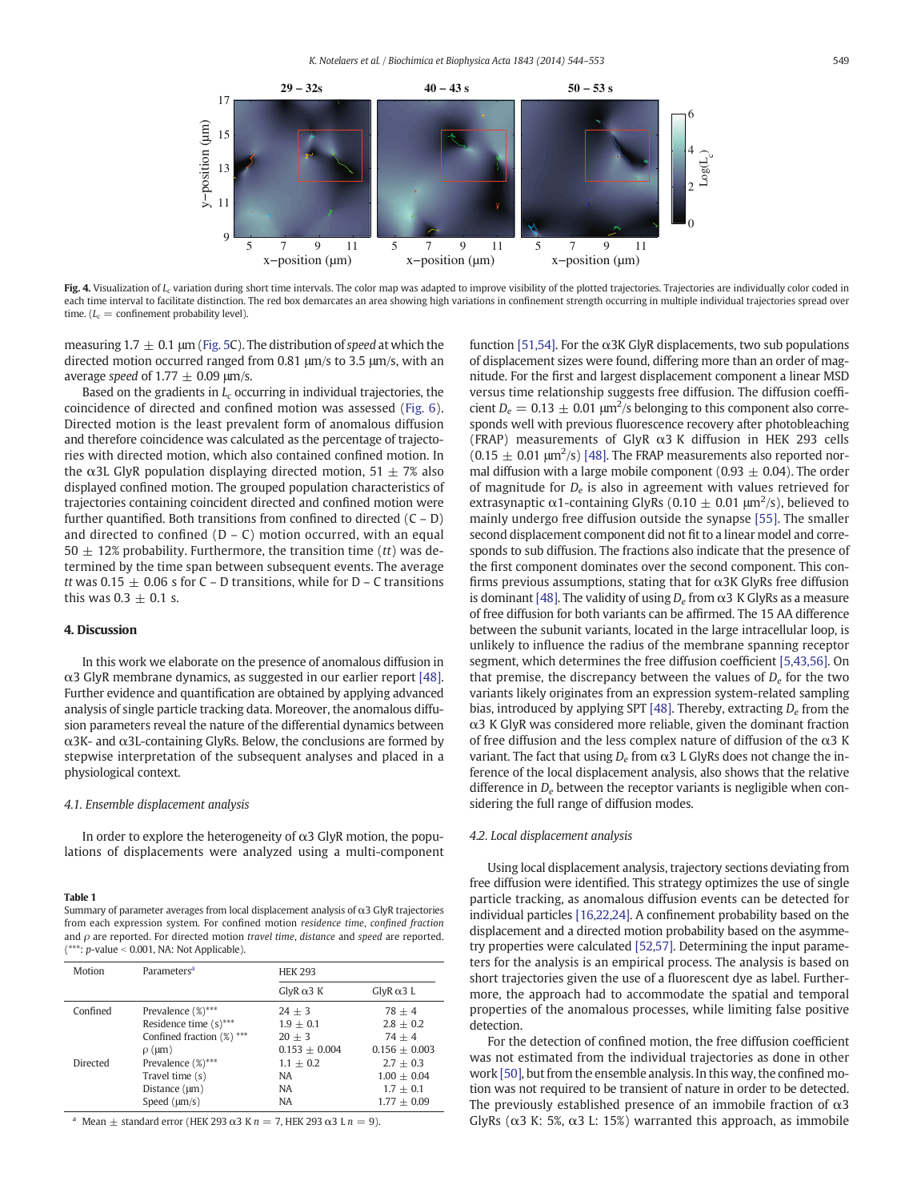**Fig. 4.** Visualization of $L_c$ variation during short time intervals. The color map was adapted to improve visibility of the plotted trajectories. Trajectories are individually color coded in each time interval to facilitate distinction. The red box demarcates an area showing high variations in confinement strength occurring in multiple individual trajectories spread over time. ($L_c$ = confinement probability level).

measuring 1.7 ± 0.1 μm (Fig. 5C). The distribution of *speed* at which the directed motion occurred ranged from 0.81 μm/s to 3.5 μm/s, with an average *speed* of 1.77 ± 0.09 μm/s.

Based on the gradients in $L_c$ occurring in individual trajectories, the coincidence of directed and confined motion was assessed (Fig. 6). Directed motion is the least prevalent form of anomalous diffusion and therefore coincidence was calculated as the percentage of trajectories with directed motion, which also contained confined motion. In the α3L GlyR population displaying directed motion, 51 ± 7% also displayed confined motion. The grouped population characteristics of trajectories containing coincident directed and confined motion were further quantified. Both transitions from confined to directed (C – D) and directed to confined (D – C) motion occurred, with an equal 50 ± 12% probability. Furthermore, the transition time (*tt*) was determined by the time span between subsequent events. The average *tt* was 0.15 ± 0.06 s for C – D transitions, while for D – C transitions this was 0.3 ± 0.1 s.

## 4. Discussion

In this work we elaborate on the presence of anomalous diffusion in α3 GlyR membrane dynamics, as suggested in our earlier report [48]. Further evidence and quantification are obtained by applying advanced analysis of single particle tracking data. Moreover, the anomalous diffusion parameters reveal the nature of the differential dynamics between α3K- and α3L-containing GlyRs. Below, the conclusions are formed by stepwise interpretation of the subsequent analyses and placed in a physiological context.

### 4.1. Ensemble displacement analysis

In order to explore the heterogeneity of α3 GlyR motion, the populations of displacements were analyzed using a multi-component function [51,54]. For the α3K GlyR displacements, two sub populations of displacement sizes were found, differing more than an order of magnitude. For the first and largest displacement component a linear MSD versus time relationship suggests free diffusion. The diffusion coefficient $D_e$ = 0.13 ± 0.01 μm²/s belonging to this component also corresponds well with previous fluorescence recovery after photobleaching (FRAP) measurements of GlyR α3 K diffusion in HEK 293 cells (0.15 ± 0.01 μm²/s) [48]. The FRAP measurements also reported normal diffusion with a large mobile component (0.93 ± 0.04). The order of magnitude for $D_e$ is also in agreement with values retrieved for extrasynaptic α1-containing GlyRs (0.10 ± 0.01 μm²/s), believed to mainly undergo free diffusion outside the synapse [55]. The smaller second displacement component did not fit to a linear model and corresponds to sub diffusion. The fractions also indicate that the presence of the first component dominates over the second component. This confirms previous assumptions, stating that for α3K GlyRs free diffusion is dominant [48]. The validity of using $D_e$ from α3 K GlyRs as a measure of free diffusion for both variants can be affirmed. The 15 AA difference between the subunit variants, located in the large intracellular loop, is unlikely to influence the radius of the membrane spanning receptor segment, which determines the free diffusion coefficient [5,43,56]. On that premise, the discrepancy between the values of $D_e$ for the two variants likely originates from an expression system-related sampling bias, introduced by applying SPT [48]. Thereby, extracting $D_e$ from the α3 K GlyR was considered more reliable, given the dominant fraction of free diffusion and the less complex nature of diffusion of the α3 K variant. The fact that using $D_e$ from α3 L GlyRs does not change the inference of the local displacement analysis, also shows that the relative difference in $D_e$ between the receptor variants is negligible when considering the full range of diffusion modes.

**Table 1**
Summary of parameter averages from local displacement analysis of α3 GlyR trajectories from each expression system. For confined motion *residence time*, *confined fraction* and *ρ* are reported. For directed motion *travel time*, *distance* and *speed* are reported. (***: *p*-value < 0.001, NA: Not Applicable).

| Motion | Parameters[a] | HEK 293 | |
|---|---|---|---|
| | | GlyR α3 K | GlyR α3 L |
| Confined | Prevalence (%)*** | 24 ± 3 | 78 ± 4 |
| | Residence time (s)*** | 1.9 ± 0.1 | 2.8 ± 0.2 |
| | Confined fraction (%) *** | 20 ± 3 | 74 ± 4 |
| | ρ (μm) | 0.153 ± 0.004 | 0.156 ± 0.003 |
| Directed | Prevalence (%)*** | 1.1 ± 0.2 | 2.7 ± 0.3 |
| | Travel time (s) | NA | 1.00 ± 0.04 |
| | Distance (μm) | NA | 1.7 ± 0.1 |
| | Speed (μm/s) | NA | 1.77 ± 0.09 |

[a] Mean ± standard error (HEK 293 α3 K n = 7, HEK 293 α3 L n = 9).

### 4.2. Local displacement analysis

Using local displacement analysis, trajectory sections deviating from free diffusion were identified. This strategy optimizes the use of single particle tracking, as anomalous diffusion events can be detected for individual particles [16,22,24]. A confinement probability based on the displacement and a directed motion probability based on the asymmetry properties were calculated [52,57]. Determining the input parameters for the analysis is an empirical process. The analysis is based on short trajectories given the use of a fluorescent dye as label. Furthermore, the approach had to accommodate the spatial and temporal properties of the anomalous processes, while limiting false positive detection.

For the detection of confined motion, the free diffusion coefficient was not estimated from the individual trajectories as done in other work [50], but from the ensemble analysis. In this way, the confined motion was not required to be transient of nature in order to be detected. The previously established presence of an immobile fraction of α3 GlyRs (α3 K: 5%, α3 L: 15%) warranted this approach, as immobile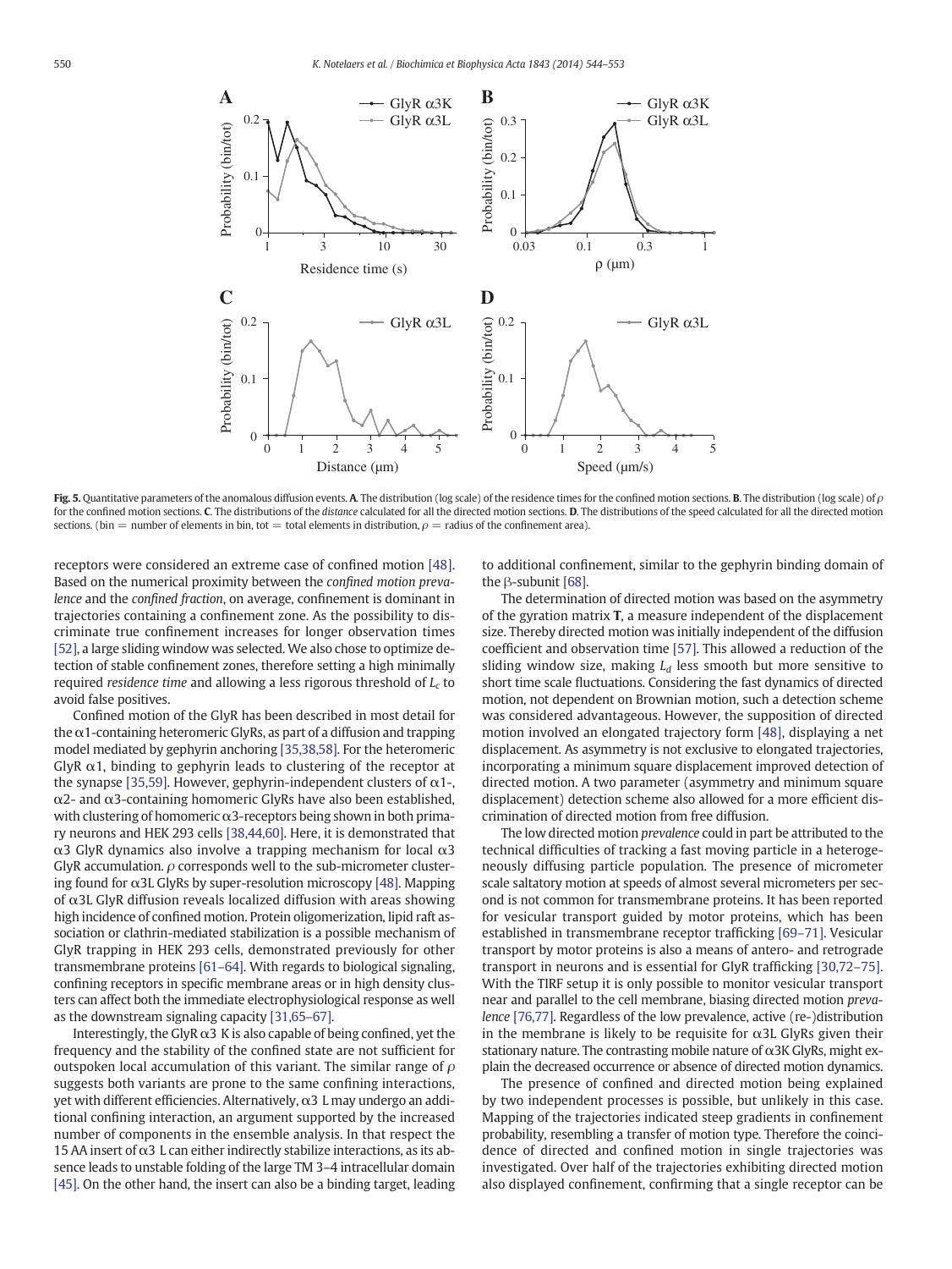**Fig. 5.** Quantitative parameters of the anomalous diffusion events. **A**. The distribution (log scale) of the residence times for the confined motion sections. **B**. The distribution (log scale) of $\rho$ for the confined motion sections. **C**. The distributions of the *distance* calculated for all the directed motion sections. **D**. The distributions of the speed calculated for all the directed motion sections. (bin = number of elements in bin, tot = total elements in distribution, $\rho$ = radius of the confinement area).

receptors were considered an extreme case of confined motion [48]. Based on the numerical proximity between the *confined motion prevalence* and the *confined fraction*, on average, confinement is dominant in trajectories containing a confinement zone. As the possibility to discriminate true confinement increases for longer observation times [52], a large sliding window was selected. We also chose to optimize detection of stable confinement zones, therefore setting a high minimally required *residence time* and allowing a less rigorous threshold of $L_c$ to avoid false positives.

Confined motion of the GlyR has been described in most detail for the α1-containing heteromeric GlyRs, as part of a diffusion and trapping model mediated by gephyrin anchoring [35,38,58]. For the heteromeric GlyR α1, binding to gephyrin leads to clustering of the receptor at the synapse [35,59]. However, gephyrin-independent clusters of α1-, α2- and α3-containing homomeric GlyRs have also been established, with clustering of homomeric α3-receptors being shown in both primary neurons and HEK 293 cells [38,44,60]. Here, it is demonstrated that α3 GlyR dynamics also involve a trapping mechanism for local α3 GlyR accumulation. $\rho$ corresponds well to the sub-micrometer clustering found for α3L GlyRs by super-resolution microscopy [48]. Mapping of α3L GlyR diffusion reveals localized diffusion with areas showing high incidence of confined motion. Protein oligomerization, lipid raft association or clathrin-mediated stabilization is a possible mechanism of GlyR trapping in HEK 293 cells, demonstrated previously for other transmembrane proteins [61–64]. With regards to biological signaling, confining receptors in specific membrane areas or in high density clusters can affect both the immediate electrophysiological response as well as the downstream signaling capacity [31,65–67].

Interestingly, the GlyR α3 K is also capable of being confined, yet the frequency and the stability of the confined state are not sufficient for outspoken local accumulation of this variant. The similar range of $\rho$ suggests both variants are prone to the same confining interactions, yet with different efficiencies. Alternatively, α3 L may undergo an additional confining interaction, an argument supported by the increased number of components in the ensemble analysis. In that respect the 15 AA insert of α3 L can either indirectly stabilize interactions, as its absence leads to unstable folding of the large TM 3–4 intracellular domain [45]. On the other hand, the insert can also be a binding target, leading to additional confinement, similar to the gephyrin binding domain of the β-subunit [68].

The determination of directed motion was based on the asymmetry of the gyration matrix **T**, a measure independent of the displacement size. Thereby directed motion was initially independent of the diffusion coefficient and observation time [57]. This allowed a reduction of the sliding window size, making $L_d$ less smooth but more sensitive to short time scale fluctuations. Considering the fast dynamics of directed motion, not dependent on Brownian motion, such a detection scheme was considered advantageous. However, the supposition of directed motion involved an elongated trajectory form [48], displaying a net displacement. As asymmetry is not exclusive to elongated trajectories, incorporating a minimum square displacement improved detection of directed motion. A two parameter (asymmetry and minimum square displacement) detection scheme also allowed for a more efficient discrimination of directed motion from free diffusion.

The low directed motion *prevalence* could in part be attributed to the technical difficulties of tracking a fast moving particle in a heterogeneously diffusing particle population. The presence of micrometer scale saltatory motion at speeds of almost several micrometers per second is not common for transmembrane proteins. It has been reported for vesicular transport guided by motor proteins, which has been established in transmembrane receptor trafficking [69–71]. Vesicular transport by motor proteins is also a means of antero- and retrograde transport in neurons and is essential for GlyR trafficking [30,72–75]. With the TIRF setup it is only possible to monitor vesicular transport near and parallel to the cell membrane, biasing directed motion *prevalence* [76,77]. Regardless of the low prevalence, active (re-)distribution in the membrane is likely to be requisite for α3L GlyRs given their stationary nature. The contrasting mobile nature of α3K GlyRs, might explain the decreased occurrence or absence of directed motion dynamics.

The presence of confined and directed motion being explained by two independent processes is possible, but unlikely in this case. Mapping of the trajectories indicated steep gradients in confinement probability, resembling a transfer of motion type. Therefore the coincidence of directed and confined motion in single trajectories was investigated. Over half of the trajectories exhibiting directed motion also displayed confinement, confirming that a single receptor can be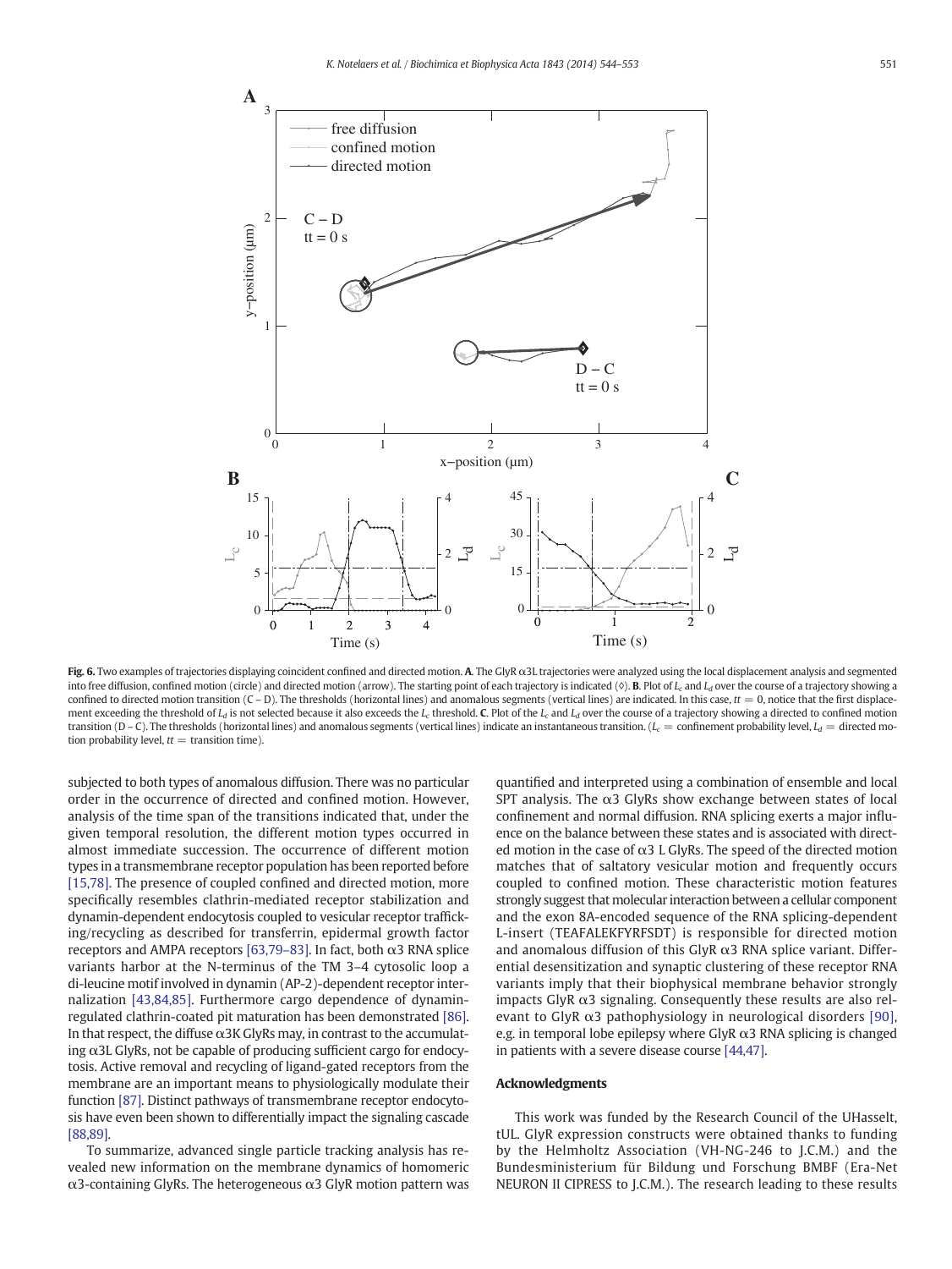**Fig. 6.** Two examples of trajectories displaying coincident confined and directed motion. **A.** The GlyR α3L trajectories were analyzed using the local displacement analysis and segmented into free diffusion, confined motion (circle) and directed motion (arrow). The starting point of each trajectory is indicated (◊). **B.** Plot of $L_c$ and $L_d$ over the course of a trajectory showing a confined to directed motion transition (C – D). The thresholds (horizontal lines) and anomalous segments (vertical lines) are indicated. In this case, $tt = 0$, notice that the first displacement exceeding the threshold of $L_d$ is not selected because it also exceeds the $L_c$ threshold. **C.** Plot of the $L_c$ and $L_d$ over the course of a trajectory showing a directed to confined motion transition (D – C). The thresholds (horizontal lines) and anomalous segments (vertical lines) indicate an instantaneous transition. ($L_c$ = confinement probability level, $L_d$ = directed motion probability level, $tt$ = transition time).

subjected to both types of anomalous diffusion. There was no particular order in the occurrence of directed and confined motion. However, analysis of the time span of the transitions indicated that, under the given temporal resolution, the different motion types occurred in almost immediate succession. The occurrence of different motion types in a transmembrane receptor population has been reported before [15,78]. The presence of coupled confined and directed motion, more specifically resembles clathrin-mediated receptor stabilization and dynamin-dependent endocytosis coupled to vesicular receptor trafficking/recycling as described for transferrin, epidermal growth factor receptors and AMPA receptors [63,79–83]. In fact, both α3 RNA splice variants harbor at the N-terminus of the TM 3–4 cytosolic loop a di-leucine motif involved in dynamin (AP-2)-dependent receptor internalization [43,84,85]. Furthermore cargo dependence of dynamin-regulated clathrin-coated pit maturation has been demonstrated [86]. In that respect, the diffuse α3K GlyRs may, in contrast to the accumulating α3L GlyRs, not be capable of producing sufficient cargo for endocytosis. Active removal and recycling of ligand-gated receptors from the membrane are an important means to physiologically modulate their function [87]. Distinct pathways of transmembrane receptor endocytosis have even been shown to differentially impact the signaling cascade [88,89].

To summarize, advanced single particle tracking analysis has revealed new information on the membrane dynamics of homomeric α3-containing GlyRs. The heterogeneous α3 GlyR motion pattern was quantified and interpreted using a combination of ensemble and local SPT analysis. The α3 GlyRs show exchange between states of local confinement and normal diffusion. RNA splicing exerts a major influence on the balance between these states and is associated with directed motion in the case of α3 L GlyRs. The speed of the directed motion matches that of saltatory vesicular motion and frequently occurs coupled to confined motion. These characteristic motion features strongly suggest that molecular interaction between a cellular component and the exon 8A-encoded sequence of the RNA splicing-dependent L-insert (TEAFALEKFYRFSDT) is responsible for directed motion and anomalous diffusion of this GlyR α3 RNA splice variant. Differential desensitization and synaptic clustering of these receptor RNA variants imply that their biophysical membrane behavior strongly impacts GlyR α3 signaling. Consequently these results are also relevant to GlyR α3 pathophysiology in neurological disorders [90], e.g. in temporal lobe epilepsy where GlyR α3 RNA splicing is changed in patients with a severe disease course [44,47].

## Acknowledgments

This work was funded by the Research Council of the UHasselt, tUL. GlyR expression constructs were obtained thanks to funding by the Helmholtz Association (VH-NG-246 to J.C.M.) and the Bundesministerium für Bildung und Forschung BMBF (Era-Net NEURON II CIPRESS to J.C.M.). The research leading to these results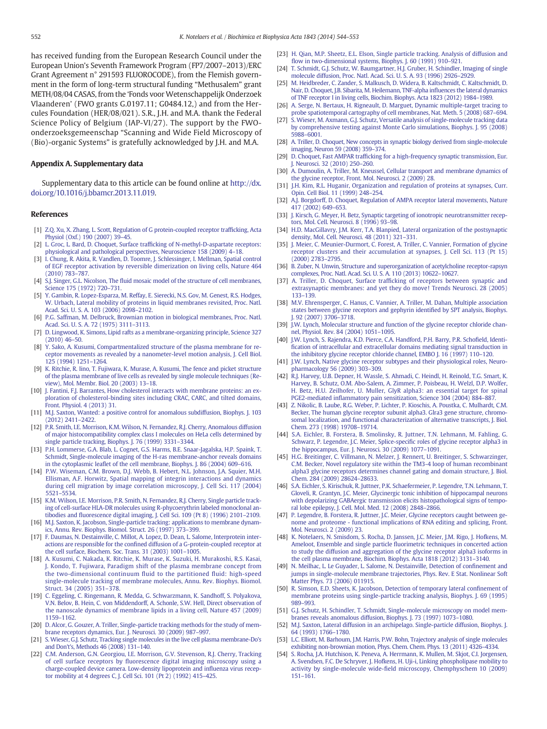has received funding from the European Research Council under the European Union's Seventh Framework Program (FP7/2007–2013)/ERC Grant Agreement n° 291593 FLUOROCODE), from the Flemish government in the form of long-term structural funding "Methusalem" grant METH/08/04 CASAS, from the 'Fonds voor Wetenschappelijk Onderzoek Vlaanderen' (FWO grants G.0197.11; G0484.12,) and from the Hercules Foundation (HER/08/021). S.R., J.H. and M.A. thank the Federal Science Policy of Belgium (IAP-VI/27). The support by the FWO-onderzoeksgemeenschap "Scanning and Wide Field Microscopy of (Bio)-organic Systems" is gratefully acknowledged by J.H. and M.A.

## Appendix A. Supplementary data

Supplementary data to this article can be found online at http://dx.doi.org/10.1016/j.bbamcr.2013.11.019.

## References

[1] Z.Q. Xu, X. Zhang, L. Scott, Regulation of G protein-coupled receptor trafficking, Acta Physiol (Oxf.) 190 (2007) 39–45.

[2] L. Groc, L. Bard, D. Choquet, Surface trafficking of N-methyl-D-aspartate receptors: physiological and pathological perspectives, Neuroscience 158 (2009) 4–18.

[3] I. Chung, R. Akita, R. Vandlen, D. Toomre, J. Schlessinger, I. Mellman, Spatial control of EGF receptor activation by reversible dimerization on living cells, Nature 464 (2010) 783–787.

[4] S.J. Singer, G.L. Nicolson, The fluid mosaic model of the structure of cell membranes, Science 175 (1972) 720–731.

[5] Y. Gambin, R. Lopez-Esparza, M. Reffay, E. Sierecki, N.S. Gov, M. Genest, R.S. Hodges, W. Urbach, Lateral mobility of proteins in liquid membranes revisited, Proc. Natl. Acad. Sci. U. S. A. 103 (2006) 2098–2102.

[6] P.G. Saffman, M. Delbruck, Brownian motion in biological membranes, Proc. Natl. Acad. Sci. U. S. A. 72 (1975) 3111–3113.

[7] D. Lingwood, K. Simons, Lipid rafts as a membrane-organizing principle, Science 327 (2010) 46–50.

[8] Y. Sako, A. Kusumi, Compartmentalized structure of the plasma membrane for receptor movements as revealed by a nanometer-level motion analysis, J. Cell Biol. 125 (1994) 1251–1264.

[9] K. Ritchie, R. Iino, T. Fujiwara, K. Murase, A. Kusumi, The fence and picket structure of the plasma membrane of live cells as revealed by single molecule techniques (Review), Mol. Membr. Biol. 20 (2003) 13–18.

[10] J. Fantini, F.J. Barrantes, How cholesterol interacts with membrane proteins: an exploration of cholesterol-binding sites including CRAC, CARC, and tilted domains, Front. Physiol. 4 (2013) 31.

[11] M.J. Saxton, Wanted: a positive control for anomalous subdiffusion, Biophys. J. 103 (2012) 2411–2422.

[12] P.R. Smith, I.E. Morrison, K.M. Wilson, N. Fernandez, R.J. Cherry, Anomalous diffusion of major histocompatibility complex class I molecules on HeLa cells determined by single particle tracking, Biophys. J. 76 (1999) 3331–3344.

[13] P.H. Lommerse, G.A. Blab, L. Cognet, G.S. Harms, B.E. Snaar-Jagalska, H.P. Spaink, T. Schmidt, Single-molecule imaging of the H-ras membrane-anchor reveals domains in the cytoplasmic leaflet of the cell membrane, Biophys. J. 86 (2004) 609–616.

[14] P.W. Wiseman, C.M. Brown, D.J. Webb, B. Hebert, N.L. Johnson, J.A. Squier, M.H. Ellisman, A.F. Horwitz, Spatial mapping of integrin interactions and dynamics during cell migration by image correlation microscopy, J. Cell Sci. 117 (2004) 5521–5534.

[15] K.M. Wilson, I.E. Morrison, P.R. Smith, N. Fernandez, R.J. Cherry, Single particle tracking of cell-surface HLA-DR molecules using R-phycoerythrin labeled monoclonal antibodies and fluorescence digital imaging, J. Cell Sci. 109 (Pt 8) (1996) 2101–2109.

[16] M.J. Saxton, K. Jacobson, Single-particle tracking: applications to membrane dynamics, Annu. Rev. Biophys. Biomol. Struct. 26 (1997) 373–399.

[17] F. Daumas, N. Destainville, C. Millot, A. Lopez, D. Dean, L. Salome, Interprotein interactions are responsible for the confined diffusion of a G-protein-coupled receptor at the cell surface, Biochem. Soc. Trans. 31 (2003) 1001–1005.

[18] A. Kusumi, C. Nakada, K. Ritchie, K. Murase, K. Suzuki, H. Murakoshi, R.S. Kasai, J. Kondo, T. Fujiwara, Paradigm shift of the plasma membrane concept from the two-dimensional continuum fluid to the partitioned fluid: high-speed single-molecule tracking of membrane molecules, Annu. Rev. Biophys. Biomol. Struct. 34 (2005) 351–378.

[19] C. Eggeling, C. Ringemann, R. Medda, G. Schwarzmann, K. Sandhoff, S. Polyakova, V.N. Belov, B. Hein, C. von Middendorff, A. Schonle, S.W. Hell, Direct observation of the nanoscale dynamics of membrane lipids in a living cell, Nature 457 (2009) 1159–1162.

[20] D. Alcor, G. Gouzer, A. Triller, Single-particle tracking methods for the study of membrane receptors dynamics, Eur. J. Neurosci. 30 (2009) 987–997.

[21] S. Wieser, G.J. Schutz, Tracking single molecules in the live cell plasma membrane-Do's and Don't's, Methods 46 (2008) 131–140.

[22] C.M. Anderson, G.N. Georgiou, I.E. Morrison, G.V. Stevenson, R.J. Cherry, Tracking of cell surface receptors by fluorescence digital imaging microscopy using a charge-coupled device camera. Low-density lipoprotein and influenza virus receptor mobility at 4 degrees C, J. Cell Sci. 101 (Pt 2) (1992) 415–425.

[23] H. Qian, M.P. Sheetz, E.L. Elson, Single particle tracking. Analysis of diffusion and flow in two-dimensional systems, Biophys. J. 60 (1991) 910–921.

[24] T. Schmidt, G.J. Schutz, W. Baumgartner, H.J. Gruber, H. Schindler, Imaging of single molecule diffusion, Proc. Natl. Acad. Sci. U. S. A. 93 (1996) 2926–2929.

[25] M. Heidbreder, C. Zander, S. Malkusch, D. Widera, B. Kaltschmidt, C. Kaltschmidt, D. Nair, D. Choquet, J.B. Sibarita, M. Heilemann, TNF-alpha influences the lateral dynamics of TNF receptor I in living cells, Biochim. Biophys. Acta 1823 (2012) 1984–1989.

[26] A. Serge, N. Bertaux, H. Rigneault, D. Marguet, Dynamic multiple-target tracing to probe spatiotemporal cartography of cell membranes, Nat. Meth. 5 (2008) 687–694.

[27] S. Wieser, M. Axmann, G.J. Schutz, Versatile analysis of single-molecule tracking data by comprehensive testing against Monte Carlo simulations, Biophys. J. 95 (2008) 5988–6001.

[28] A. Triller, D. Choquet, New concepts in synaptic biology derived from single-molecule imaging, Neuron 59 (2008) 359–374.

[29] D. Choquet, Fast AMPAR trafficking for a high-frequency synaptic transmission, Eur. J. Neurosci. 32 (2010) 250–260.

[30] A. Dumoulin, A. Triller, M. Kneussel, Cellular transport and membrane dynamics of the glycine receptor, Front. Mol. Neurosci. 2 (2009) 28.

[31] J.H. Kim, R.L. Huganir, Organization and regulation of proteins at synapses, Curr. Opin. Cell Biol. 11 (1999) 248–254.

[32] A.J. Borgdorff, D. Choquet, Regulation of AMPA receptor lateral movements, Nature 417 (2002) 649–653.

[33] J. Kirsch, G. Meyer, H. Betz, Synaptic targeting of ionotropic neurotransmitter receptors, Mol. Cell. Neurosci. 8 (1996) 93–98.

[34] H.D. MacGillavry, J.M. Kerr, T.A. Blanpied, Lateral organization of the postsynaptic density, Mol. Cell. Neurosci. 48 (2011) 321–331.

[35] J. Meier, C. Meunier-Durmort, C. Forest, A. Triller, C. Vannier, Formation of glycine receptor clusters and their accumulation at synapses, J. Cell Sci. 113 (Pt 15) (2000) 2783–2795.

[36] B. Zuber, N. Unwin, Structure and superorganization of acetylcholine receptor-rapsyn complexes, Proc. Natl. Acad. Sci. U. S. A. 110 (2013) 10622–10627.

[37] A. Triller, D. Choquet, Surface trafficking of receptors between synaptic and extrasynaptic membranes: and yet they do move! Trends Neurosci. 28 (2005) 133–139.

[38] M.V. Ehrensperger, C. Hanus, C. Vannier, A. Triller, M. Dahan, Multiple association states between glycine receptors and gephyrin identified by SPT analysis, Biophys. J. 92 (2007) 3706–3718.

[39] J.W. Lynch, Molecular structure and function of the glycine receptor chloride channel, Physiol. Rev. 84 (2004) 1051–1095.

[40] J.W. Lynch, S. Rajendra, K.D. Pierce, C.A. Handford, P.H. Barry, P.R. Schofield, Identification of intracellular and extracellular domains mediating signal transduction in the inhibitory glycine receptor chloride channel, EMBO J. 16 (1997) 110–120.

[41] J.W. Lynch, Native glycine receptor subtypes and their physiological roles, Neuropharmacology 56 (2009) 303–309.

[42] R.J. Harvey, U.B. Depner, H. Wassle, S. Ahmadi, C. Heindl, H. Reinold, T.G. Smart, K. Harvey, B. Schutz, O.M. Abo-Salem, A. Zimmer, P. Poisbeau, H. Welzl, D.P. Wolfer, H. Betz, H.U. Zeilhofer, U. Muller, GlyR alpha3: an essential target for spinal PGE2-mediated inflammatory pain sensitization, Science 304 (2004) 884–887.

[43] Z. Nikolic, B. Laube, R.G. Weber, P. Lichter, P. Kioschis, A. Poustka, C. Mulhardt, C.M. Becker, The human glycine receptor subunit alpha3. Glra3 gene structure, chromosomal localization, and functional characterization of alternative transcripts, J. Biol. Chem. 273 (1998) 19708–19714.

[44] S.A. Eichler, B. Forstera, B. Smolinsky, R. Juttner, T.N. Lehmann, M. Fahling, G. Schwarz, P. Legendre, J.C. Meier, Splice-specific roles of glycine receptor alpha3 in the hippocampus, Eur. J. Neurosci. 30 (2009) 1077–1091.

[45] H.G. Breitinger, C. Villmann, N. Melzer, J. Rennert, U. Breitinger, S. Schwarzinger, C.M. Becker, Novel regulatory site within the TM3-4 loop of human recombinant alpha3 glycine receptors determines channel gating and domain structure, J. Biol. Chem. 284 (2009) 28624–28633.

[46] S.A. Eichler, S. Kirischuk, R. Juttner, P.K. Schaefermeier, P. Legendre, T.N. Lehmann, T. Gloveli, R. Grantyn, J.C. Meier, Glycinergic tonic inhibition of hippocampal neurons with depolarizing GABAergic transmission elicits histopathological signs of temporal lobe epilepsy, J. Cell. Mol. Med. 12 (2008) 2848–2866.

[47] P. Legendre, B. Forstera, R. Juttner, J.C. Meier, Glycine receptors caught between genome and proteome - functional implications of RNA editing and splicing, Front. Mol. Neurosci. 2 (2009) 23.

[48] K. Notelaers, N. Smisdom, S. Rocha, D. Janssen, J.C. Meier, J.M. Rigo, J. Hofkens, M. Ameloot, Ensemble and single particle fluorimetric techniques in concerted action to study the diffusion and aggregation of the glycine receptor alpha3 isoforms in the cell plasma membrane, Biochim. Biophys. Acta 1818 (2012) 3131–3140.

[49] N. Meilhac, L. Le Guyader, L. Salome, N. Destainville, Detection of confinement and jumps in single-molecule membrane trajectories, Phys. Rev. E Stat. Nonlinear Soft Matter Phys. 73 (2006) 011915.

[50] R. Simson, E.D. Sheets, K. Jacobson, Detection of temporary lateral confinement of membrane proteins using single-particle tracking analysis, Biophys. J. 69 (1995) 989–993.

[51] G.J. Schutz, H. Schindler, T. Schmidt, Single-molecule microscopy on model membranes reveals anomalous diffusion, Biophys. J. 73 (1997) 1073–1080.

[52] M.J. Saxton, Lateral diffusion in an archipelago. Single-particle diffusion, Biophys. J. 64 (1993) 1766–1780.

[53] L.C. Elliott, M. Barhoum, J.M. Harris, P.W. Bohn, Trajectory analysis of single molecules exhibiting non-brownian motion, Phys. Chem. Chem. Phys. 13 (2011) 4326–4334.

[54] S. Rocha, J.A. Hutchison, K. Peneva, A. Herrmann, K. Mullen, M. Skjot, C.I. Jorgensen, A. Svendsen, F.C. De Schryver, J. Hofkens, H. Uji-i, Linking phospholipase mobility to activity by single-molecule wide-field microscopy, Chemphyschem 10 (2009) 151–161.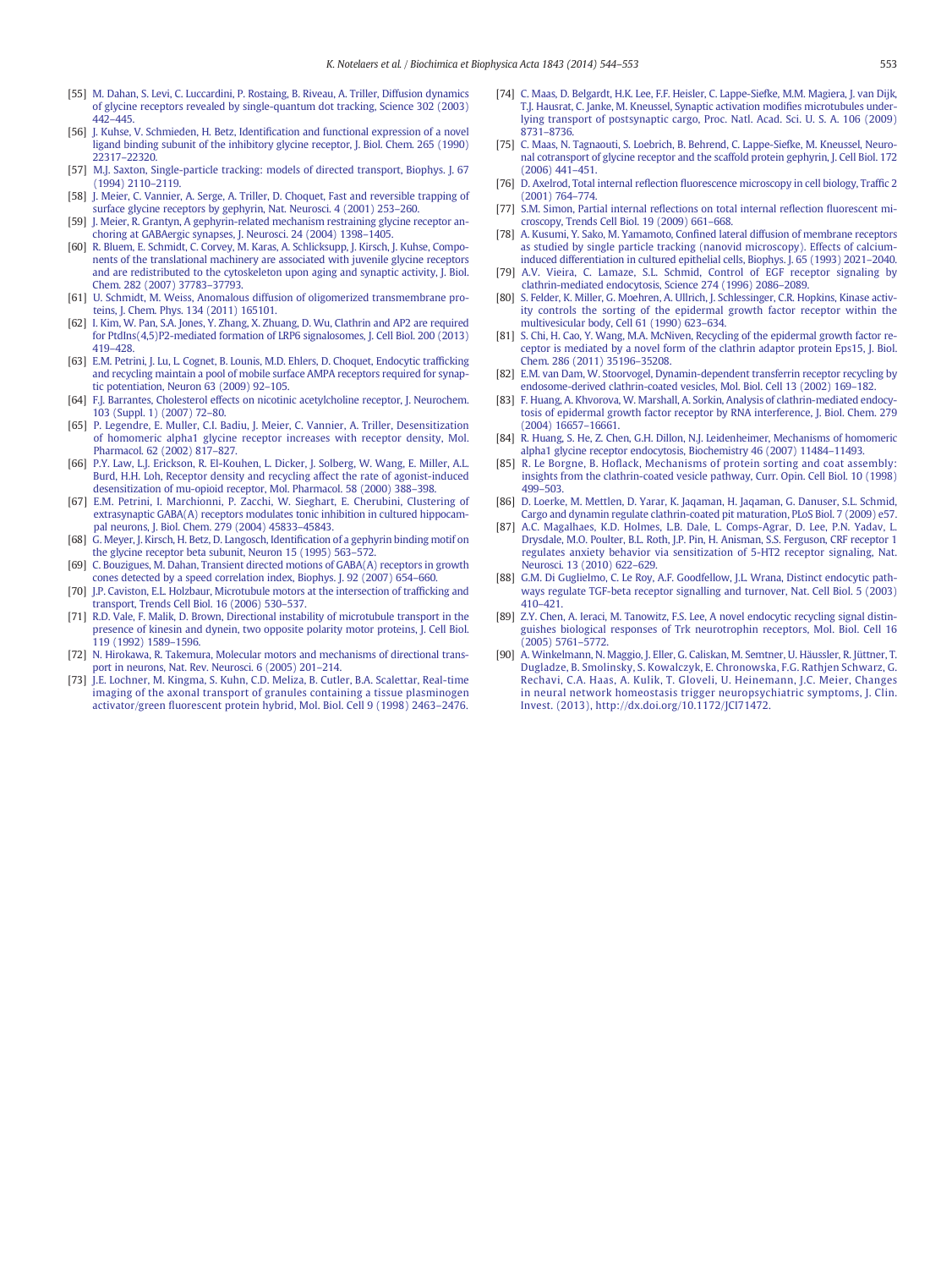[55] M. Dahan, S. Levi, C. Luccardini, P. Rostaing, B. Riveau, A. Triller, Diffusion dynamics of glycine receptors revealed by single-quantum dot tracking, Science 302 (2003) 442–445.

[56] J. Kuhse, V. Schmieden, H. Betz, Identification and functional expression of a novel ligand binding subunit of the inhibitory glycine receptor, J. Biol. Chem. 265 (1990) 22317–22320.

[57] M.J. Saxton, Single-particle tracking: models of directed transport, Biophys. J. 67 (1994) 2110–2119.

[58] J. Meier, C. Vannier, A. Serge, A. Triller, D. Choquet, Fast and reversible trapping of surface glycine receptors by gephyrin, Nat. Neurosci. 4 (2001) 253–260.

[59] J. Meier, R. Grantyn, A gephyrin-related mechanism restraining glycine receptor anchoring at GABAergic synapses, J. Neurosci. 24 (2004) 1398–1405.

[60] R. Bluem, E. Schmidt, C. Corvey, M. Karas, A. Schlicksupp, J. Kirsch, J. Kuhse, Components of the translational machinery are associated with juvenile glycine receptors and are redistributed to the cytoskeleton upon aging and synaptic activity, J. Biol. Chem. 282 (2007) 37783–37793.

[61] U. Schmidt, M. Weiss, Anomalous diffusion of oligomerized transmembrane proteins, J. Chem. Phys. 134 (2011) 165101.

[62] I. Kim, W. Pan, S.A. Jones, Y. Zhang, X. Zhuang, D. Wu, Clathrin and AP2 are required for PtdIns(4,5)P2-mediated formation of LRP6 signalosomes, J. Cell Biol. 200 (2013) 419–428.

[63] E.M. Petrini, J. Lu, L. Cognet, B. Lounis, M.D. Ehlers, D. Choquet, Endocytic trafficking and recycling maintain a pool of mobile surface AMPA receptors required for synaptic potentiation, Neuron 63 (2009) 92–105.

[64] F.J. Barrantes, Cholesterol effects on nicotinic acetylcholine receptor, J. Neurochem. 103 (Suppl. 1) (2007) 72–80.

[65] P. Legendre, E. Muller, C.I. Badiu, J. Meier, C. Vannier, A. Triller, Desensitization of homomeric alpha1 glycine receptor increases with receptor density, Mol. Pharmacol. 62 (2002) 817–827.

[66] P.Y. Law, L.J. Erickson, R. El-Kouhen, L. Dicker, J. Solberg, W. Wang, E. Miller, A.L. Burd, H.H. Loh, Receptor density and recycling affect the rate of agonist-induced desensitization of mu-opioid receptor, Mol. Pharmacol. 58 (2000) 388–398.

[67] E.M. Petrini, I. Marchionni, P. Zacchi, W. Sieghart, E. Cherubini, Clustering of extrasynaptic GABA(A) receptors modulates tonic inhibition in cultured hippocampal neurons, J. Biol. Chem. 279 (2004) 45833–45843.

[68] G. Meyer, J. Kirsch, H. Betz, D. Langosch, Identification of a gephyrin binding motif on the glycine receptor beta subunit, Neuron 15 (1995) 563–572.

[69] C. Bouzigues, M. Dahan, Transient directed motions of GABA(A) receptors in growth cones detected by a speed correlation index, Biophys. J. 92 (2007) 654–660.

[70] J.P. Caviston, E.L. Holzbaur, Microtubule motors at the intersection of trafficking and transport, Trends Cell Biol. 16 (2006) 530–537.

[71] R.D. Vale, F. Malik, D. Brown, Directional instability of microtubule transport in the presence of kinesin and dynein, two opposite polarity motor proteins, J. Cell Biol. 119 (1992) 1589–1596.

[72] N. Hirokawa, R. Takemura, Molecular motors and mechanisms of directional transport in neurons, Nat. Rev. Neurosci. 6 (2005) 201–214.

[73] J.E. Lochner, M. Kingma, S. Kuhn, C.D. Meliza, B. Cutler, B.A. Scalettar, Real-time imaging of the axonal transport of granules containing a tissue plasminogen activator/green fluorescent protein hybrid, Mol. Biol. Cell 9 (1998) 2463–2476.

[74] C. Maas, D. Belgardt, H.K. Lee, F.F. Heisler, C. Lappe-Siefke, M.M. Magiera, J. van Dijk, T.J. Hausrat, C. Janke, M. Kneussel, Synaptic activation modifies microtubules underlying transport of postsynaptic cargo, Proc. Natl. Acad. Sci. U. S. A. 106 (2009) 8731–8736.

[75] C. Maas, N. Tagnaouti, S. Loebrich, B. Behrend, C. Lappe-Siefke, M. Kneussel, Neuronal cotransport of glycine receptor and the scaffold protein gephyrin, J. Cell Biol. 172 (2006) 441–451.

[76] D. Axelrod, Total internal reflection fluorescence microscopy in cell biology, Traffic 2 (2001) 764–774.

[77] S.M. Simon, Partial internal reflections on total internal reflection fluorescent microscopy, Trends Cell Biol. 19 (2009) 661–668.

[78] A. Kusumi, Y. Sako, M. Yamamoto, Confined lateral diffusion of membrane receptors as studied by single particle tracking (nanovid microscopy). Effects of calcium-induced differentiation in cultured epithelial cells, Biophys. J. 65 (1993) 2021–2040.

[79] A.V. Vieira, C. Lamaze, S.L. Schmid, Control of EGF receptor signaling by clathrin-mediated endocytosis, Science 274 (1996) 2086–2089.

[80] S. Felder, K. Miller, G. Moehren, A. Ullrich, J. Schlessinger, C.R. Hopkins, Kinase activity controls the sorting of the epidermal growth factor receptor within the multivesicular body, Cell 61 (1990) 623–634.

[81] S. Chi, H. Cao, Y. Wang, M.A. McNiven, Recycling of the epidermal growth factor receptor is mediated by a novel form of the clathrin adaptor protein Eps15, J. Biol. Chem. 286 (2011) 35196–35208.

[82] E.M. van Dam, W. Stoorvogel, Dynamin-dependent transferrin receptor recycling by endosome-derived clathrin-coated vesicles, Mol. Biol. Cell 13 (2002) 169–182.

[83] F. Huang, A. Khvorova, W. Marshall, A. Sorkin, Analysis of clathrin-mediated endocytosis of epidermal growth factor receptor by RNA interference, J. Biol. Chem. 279 (2004) 16657–16661.

[84] R. Huang, S. He, Z. Chen, G.H. Dillon, N.J. Leidenheimer, Mechanisms of homomeric alpha1 glycine receptor endocytosis, Biochemistry 46 (2007) 11484–11493.

[85] R. Le Borgne, B. Hoflack, Mechanisms of protein sorting and coat assembly: insights from the clathrin-coated vesicle pathway, Curr. Opin. Cell Biol. 10 (1998) 499–503.

[86] D. Loerke, M. Mettlen, D. Yarar, K. Jaqaman, H. Jaqaman, G. Danuser, S.L. Schmid, Cargo and dynamin regulate clathrin-coated pit maturation, PLoS Biol. 7 (2009) e57.

[87] A.C. Magalhaes, K.D. Holmes, L.B. Dale, L. Comps-Agrar, D. Lee, P.N. Yadav, L. Drysdale, M.O. Poulter, B.L. Roth, J.P. Pin, H. Anisman, S.S. Ferguson, CRF receptor 1 regulates anxiety behavior via sensitization of 5-HT2 receptor signaling, Nat. Neurosci. 13 (2010) 622–629.

[88] G.M. Di Guglielmo, C. Le Roy, A.F. Goodfellow, J.L. Wrana, Distinct endocytic pathways regulate TGF-beta receptor signalling and turnover, Nat. Cell Biol. 5 (2003) 410–421.

[89] Z.Y. Chen, A. Ieraci, M. Tanowitz, F.S. Lee, A novel endocytic recycling signal distinguishes biological responses of Trk neurotrophin receptors, Mol. Biol. Cell 16 (2005) 5761–5772.

[90] A. Winkelmann, N. Maggio, J. Eller, G. Caliskan, M. Semtner, U. Häussler, R. Jüttner, T. Dugladze, B. Smolinsky, S. Kowalczyk, E. Chronowska, F.G. Rathjen Schwarz, G. Rechavi, C.A. Haas, A. Kulik, T. Gloveli, U. Heinemann, J.C. Meier, Changes in neural network homeostasis trigger neuropsychiatric symptoms, J. Clin. Invest. (2013), http://dx.doi.org/10.1172/JCI71472.